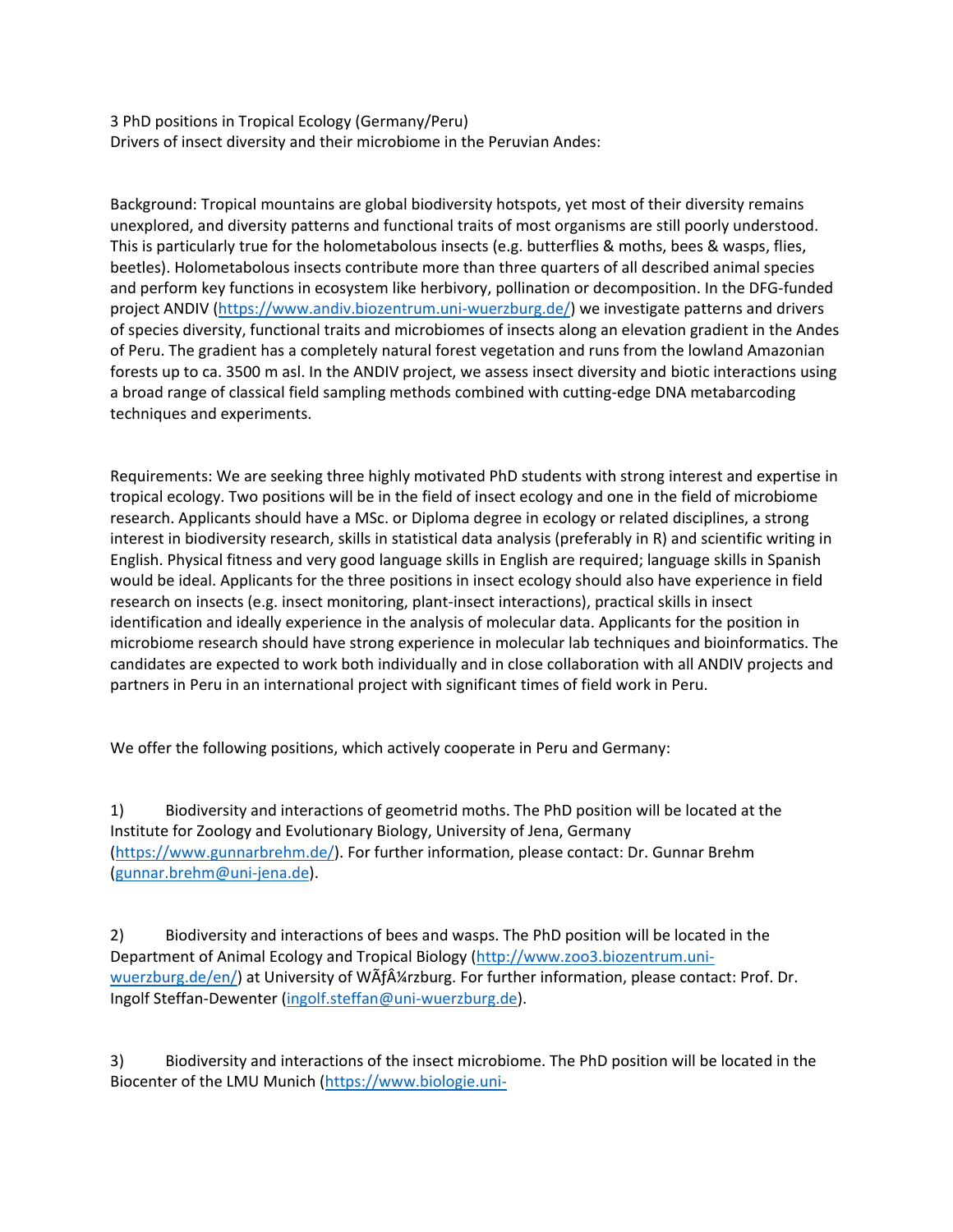3 PhD positions in Tropical Ecology (Germany/Peru)
Drivers of insect diversity and their microbiome in the Peruvian Andes:

Background: Tropical mountains are global biodiversity hotspots, yet most of their diversity remains unexplored, and diversity patterns and functional traits of most organisms are still poorly understood. This is particularly true for the holometabolous insects (e.g. butterflies & moths, bees & wasps, flies, beetles). Holometabolous insects contribute more than three quarters of all described animal species and perform key functions in ecosystem like herbivory, pollination or decomposition. In the DFG-funded project ANDIV (https://www.andiv.biozentrum.uni-wuerzburg.de/) we investigate patterns and drivers of species diversity, functional traits and microbiomes of insects along an elevation gradient in the Andes of Peru. The gradient has a completely natural forest vegetation and runs from the lowland Amazonian forests up to ca. 3500 m asl. In the ANDIV project, we assess insect diversity and biotic interactions using a broad range of classical field sampling methods combined with cutting-edge DNA metabarcoding techniques and experiments.

Requirements: We are seeking three highly motivated PhD students with strong interest and expertise in tropical ecology. Two positions will be in the field of insect ecology and one in the field of microbiome research. Applicants should have a MSc. or Diploma degree in ecology or related disciplines, a strong interest in biodiversity research, skills in statistical data analysis (preferably in R) and scientific writing in English. Physical fitness and very good language skills in English are required; language skills in Spanish would be ideal. Applicants for the three positions in insect ecology should also have experience in field research on insects (e.g. insect monitoring, plant-insect interactions), practical skills in insect identification and ideally experience in the analysis of molecular data. Applicants for the position in microbiome research should have strong experience in molecular lab techniques and bioinformatics. The candidates are expected to work both individually and in close collaboration with all ANDIV projects and partners in Peru in an international project with significant times of field work in Peru.

We offer the following positions, which actively cooperate in Peru and Germany:

1) Biodiversity and interactions of geometrid moths. The PhD position will be located at the Institute for Zoology and Evolutionary Biology, University of Jena, Germany (https://www.gunnarbrehm.de/). For further information, please contact: Dr. Gunnar Brehm (gunnar.brehm@uni-jena.de).

2) Biodiversity and interactions of bees and wasps. The PhD position will be located in the Department of Animal Ecology and Tropical Biology (http://www.zoo3.biozentrum.uni-wuerzburg.de/en/) at University of WÃƒÂ¼rzburg. For further information, please contact: Prof. Dr. Ingolf Steffan-Dewenter (ingolf.steffan@uni-wuerzburg.de).

3) Biodiversity and interactions of the insect microbiome. The PhD position will be located in the Biocenter of the LMU Munich (https://www.biologie.uni-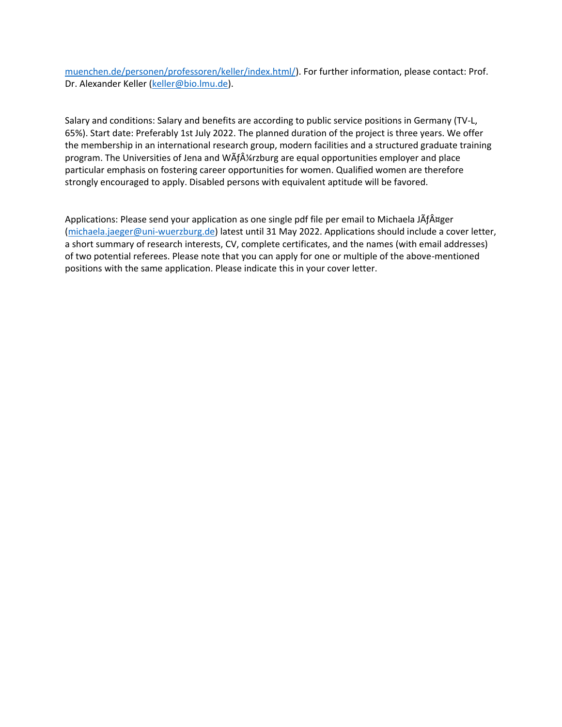muenchen.de/personen/professoren/keller/index.html/). For further information, please contact: Prof. Dr. Alexander Keller (keller@bio.lmu.de).

Salary and conditions: Salary and benefits are according to public service positions in Germany (TV-L, 65%). Start date: Preferably 1st July 2022. The planned duration of the project is three years. We offer the membership in an international research group, modern facilities and a structured graduate training program. The Universities of Jena and WÃƒÂ¼rzburg are equal opportunities employer and place particular emphasis on fostering career opportunities for women. Qualified women are therefore strongly encouraged to apply. Disabled persons with equivalent aptitude will be favored.

Applications: Please send your application as one single pdf file per email to Michaela JÃƒÂ¤ger (michaela.jaeger@uni-wuerzburg.de) latest until 31 May 2022. Applications should include a cover letter, a short summary of research interests, CV, complete certificates, and the names (with email addresses) of two potential referees. Please note that you can apply for one or multiple of the above-mentioned positions with the same application. Please indicate this in your cover letter.